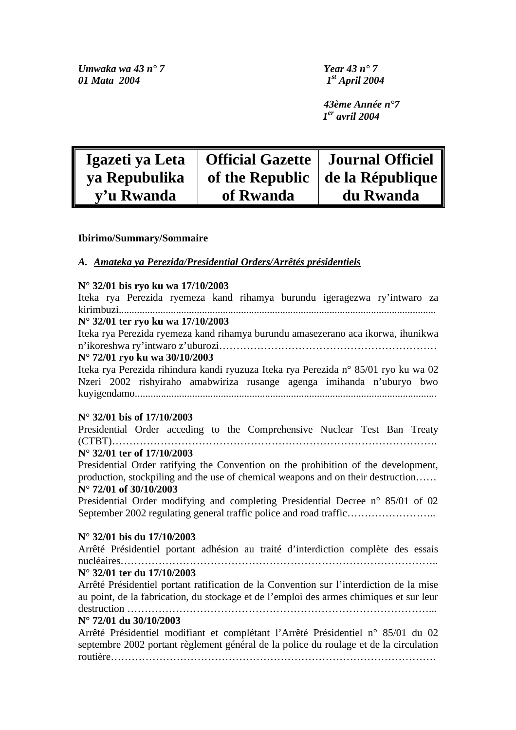*Umwaka wa 43 n° 7*
*01 Mata 2004*

*Year 43 n° 7*
*1st April 2004*

*43ème Année n°7*
*1er avril 2004*

| Igazeti ya Leta ya Repubulika y'u Rwanda | Official Gazette of the Republic of Rwanda | Journal Officiel de la République du Rwanda |
|---|---|---|

**Ibirimo/Summary/Sommaire**

*A. Amateka ya Perezida/Presidential Orders/Arrêtés présidentiels*

**N° 32/01 bis ryo ku wa 17/10/2003**
Iteka rya Perezida ryemeza kand rihamya burundu igeragezwa ry'intwaro za kirimbuzi.........................................................................................................................

**N° 32/01 ter ryo ku wa 17/10/2003**
Iteka rya Perezida ryemeza kand rihamya burundu amasezerano aca ikorwa, ihunikwa n'ikoreshwa ry'intwaro z'uburozi………………………………………………………

**N° 72/01 ryo ku wa 30/10/2003**
Iteka rya Perezida rihindura kandi ryuzuza Iteka rya Perezida n° 85/01 ryo ku wa 02 Nzeri 2002 rishyiraho amabwiriza rusange agenga imihanda n'uburyo bwo kuyigendamo..................................................................................................................

**N° 32/01 bis of 17/10/2003**
Presidential Order acceding to the Comprehensive Nuclear Test Ban Treaty (CTBT)…………………………………………………………………………………….

**N° 32/01 ter of 17/10/2003**
Presidential Order ratifying the Convention on the prohibition of the development, production, stockpiling and the use of chemical weapons and on their destruction……

**N° 72/01 of 30/10/2003**
Presidential Order modifying and completing Presidential Decree n° 85/01 of 02 September 2002 regulating general traffic police and road traffic……………………..

**N° 32/01 bis du 17/10/2003**
Arrêté Présidentiel portant adhésion au traité d'interdiction complète des essais nucléaires……………………………………………………………………………..

**N° 32/01 ter du 17/10/2003**
Arrêté Présidentiel portant ratification de la Convention sur l'interdiction de la mise au point, de la fabrication, du stockage et de l'emploi des armes chimiques et sur leur destruction ……………………………………………………………………………..

**N° 72/01 du 30/10/2003**
Arrêté Présidentiel modifiant et complétant l'Arrêté Présidentiel n° 85/01 du 02 septembre 2002 portant règlement général de la police du roulage et de la circulation routière………………………………………………………………………………….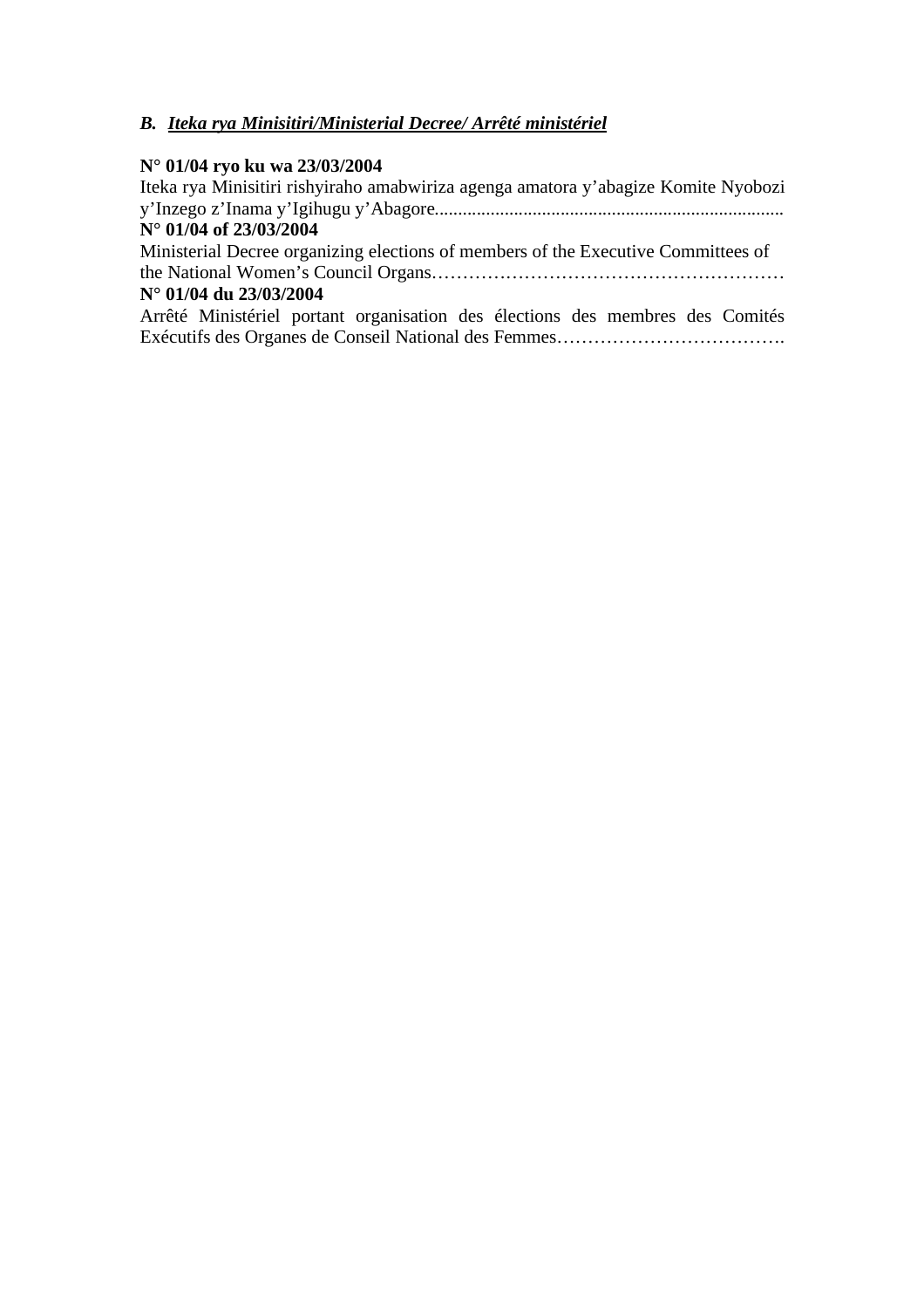***B. Iteka rya Minisitiri/Ministerial Decree/ Arrêté ministériel***

**N° 01/04 ryo ku wa 23/03/2004**

Iteka rya Minisitiri rishyiraho amabwiriza agenga amatora y'abagize Komite Nyobozi y'Inzego z'Inama y'Igihugu y'Abagore..........................................................................

**N° 01/04 of 23/03/2004**

Ministerial Decree organizing elections of members of the Executive Committees of the National Women's Council Organs…………………………………………………

**N° 01/04 du 23/03/2004**

Arrêté Ministériel portant organisation des élections des membres des Comités Exécutifs des Organes de Conseil National des Femmes……………………………….